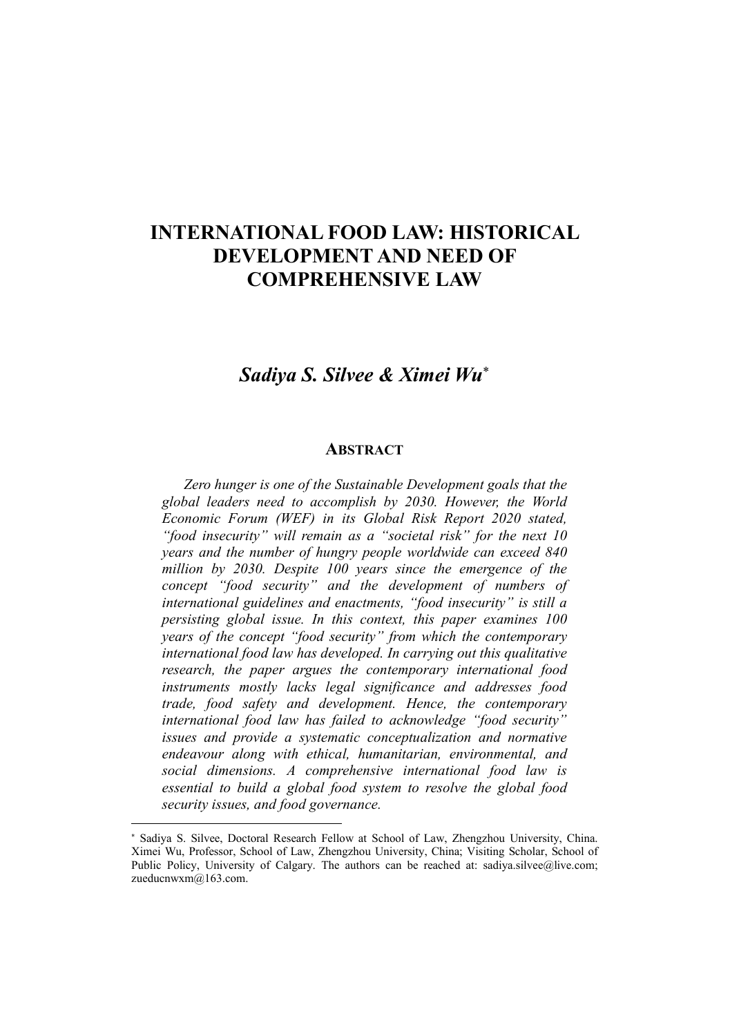# INTERNATIONAL FOOD LAW: HISTORICAL DEVELOPMENT AND NEED OF COMPREHENSIVE LAW

***Sadiya S. Silvee & Ximei Wu****

## ABSTRACT

*Zero hunger is one of the Sustainable Development goals that the global leaders need to accomplish by 2030. However, the World Economic Forum (WEF) in its Global Risk Report 2020 stated, "food insecurity" will remain as a "societal risk" for the next 10 years and the number of hungry people worldwide can exceed 840 million by 2030. Despite 100 years since the emergence of the concept "food security" and the development of numbers of international guidelines and enactments, "food insecurity" is still a persisting global issue. In this context, this paper examines 100 years of the concept "food security" from which the contemporary international food law has developed. In carrying out this qualitative research, the paper argues the contemporary international food instruments mostly lacks legal significance and addresses food trade, food safety and development. Hence, the contemporary international food law has failed to acknowledge "food security" issues and provide a systematic conceptualization and normative endeavour along with ethical, humanitarian, environmental, and social dimensions. A comprehensive international food law is essential to build a global food system to resolve the global food security issues, and food governance.*

---

\* Sadiya S. Silvee, Doctoral Research Fellow at School of Law, Zhengzhou University, China. Ximei Wu, Professor, School of Law, Zhengzhou University, China; Visiting Scholar, School of Public Policy, University of Calgary. The authors can be reached at: sadiya.silvee@live.com; zueducnwxm@163.com.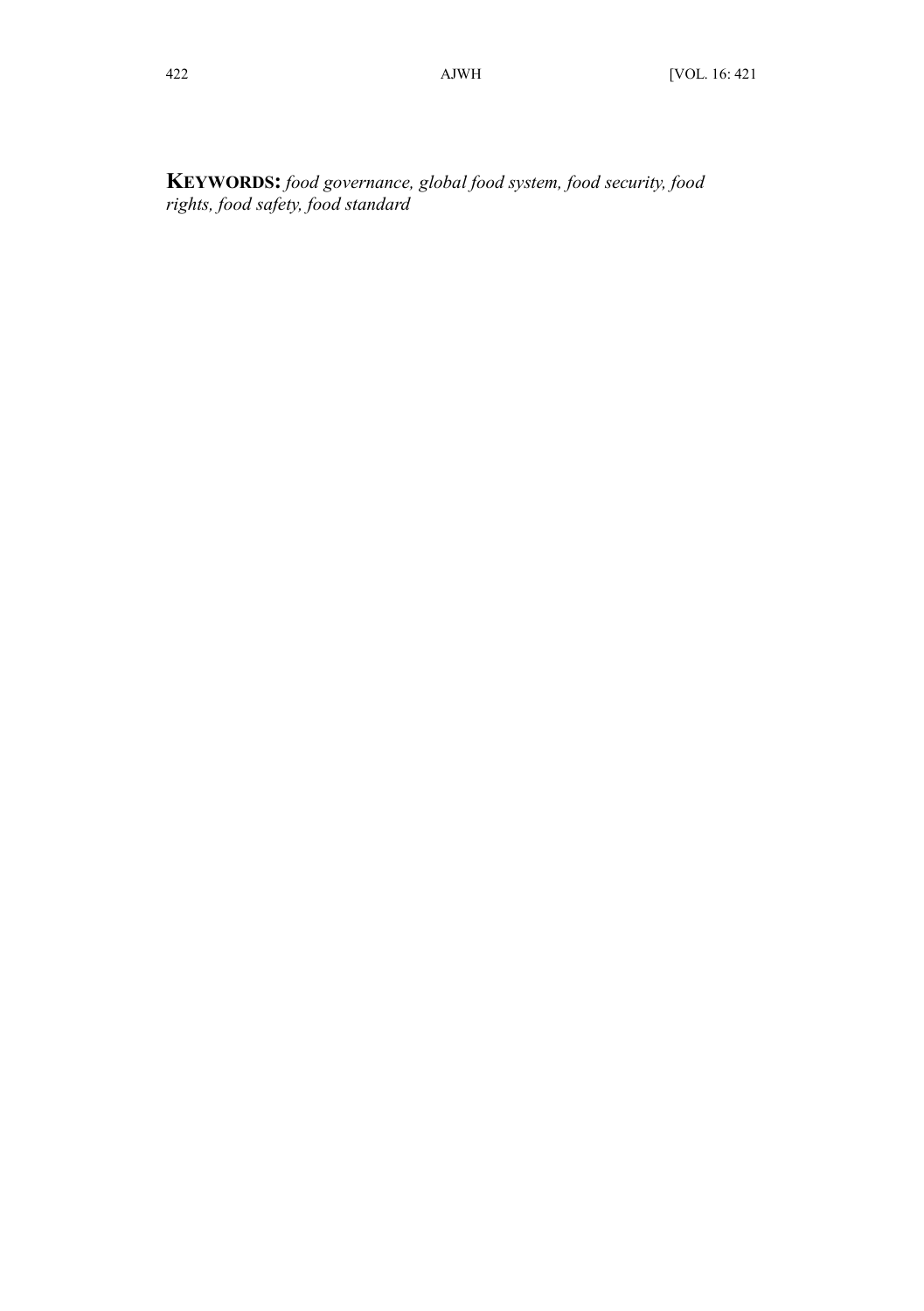**KEYWORDS:** *food governance, global food system, food security, food rights, food safety, food standard*